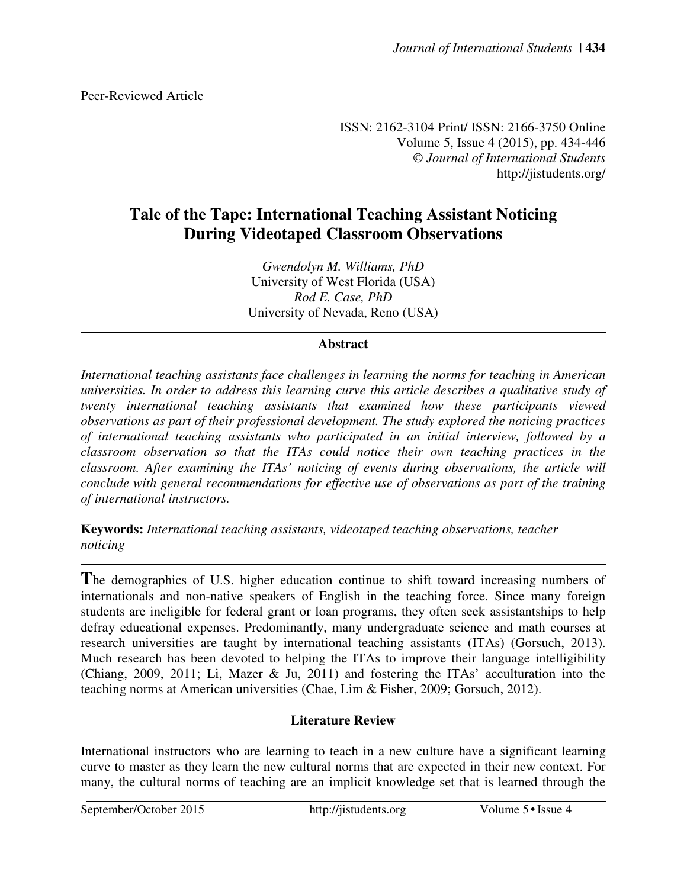Peer-Reviewed Article

ISSN: 2162-3104 Print/ ISSN: 2166-3750 Online
Volume 5, Issue 4 (2015), pp. 434-446
© *Journal of International Students*
http://jistudents.org/

# Tale of the Tape: International Teaching Assistant Noticing During Videotaped Classroom Observations

*Gwendolyn M. Williams, PhD*
University of West Florida (USA)
*Rod E. Case, PhD*
University of Nevada, Reno (USA)

## Abstract

*International teaching assistants face challenges in learning the norms for teaching in American universities. In order to address this learning curve this article describes a qualitative study of twenty international teaching assistants that examined how these participants viewed observations as part of their professional development. The study explored the noticing practices of international teaching assistants who participated in an initial interview, followed by a classroom observation so that the ITAs could notice their own teaching practices in the classroom. After examining the ITAs' noticing of events during observations, the article will conclude with general recommendations for effective use of observations as part of the training of international instructors.*

**Keywords:** *International teaching assistants, videotaped teaching observations, teacher noticing*

The demographics of U.S. higher education continue to shift toward increasing numbers of internationals and non-native speakers of English in the teaching force. Since many foreign students are ineligible for federal grant or loan programs, they often seek assistantships to help defray educational expenses. Predominantly, many undergraduate science and math courses at research universities are taught by international teaching assistants (ITAs) (Gorsuch, 2013). Much research has been devoted to helping the ITAs to improve their language intelligibility (Chiang, 2009, 2011; Li, Mazer & Ju, 2011) and fostering the ITAs' acculturation into the teaching norms at American universities (Chae, Lim & Fisher, 2009; Gorsuch, 2012).

## Literature Review

International instructors who are learning to teach in a new culture have a significant learning curve to master as they learn the new cultural norms that are expected in their new context. For many, the cultural norms of teaching are an implicit knowledge set that is learned through the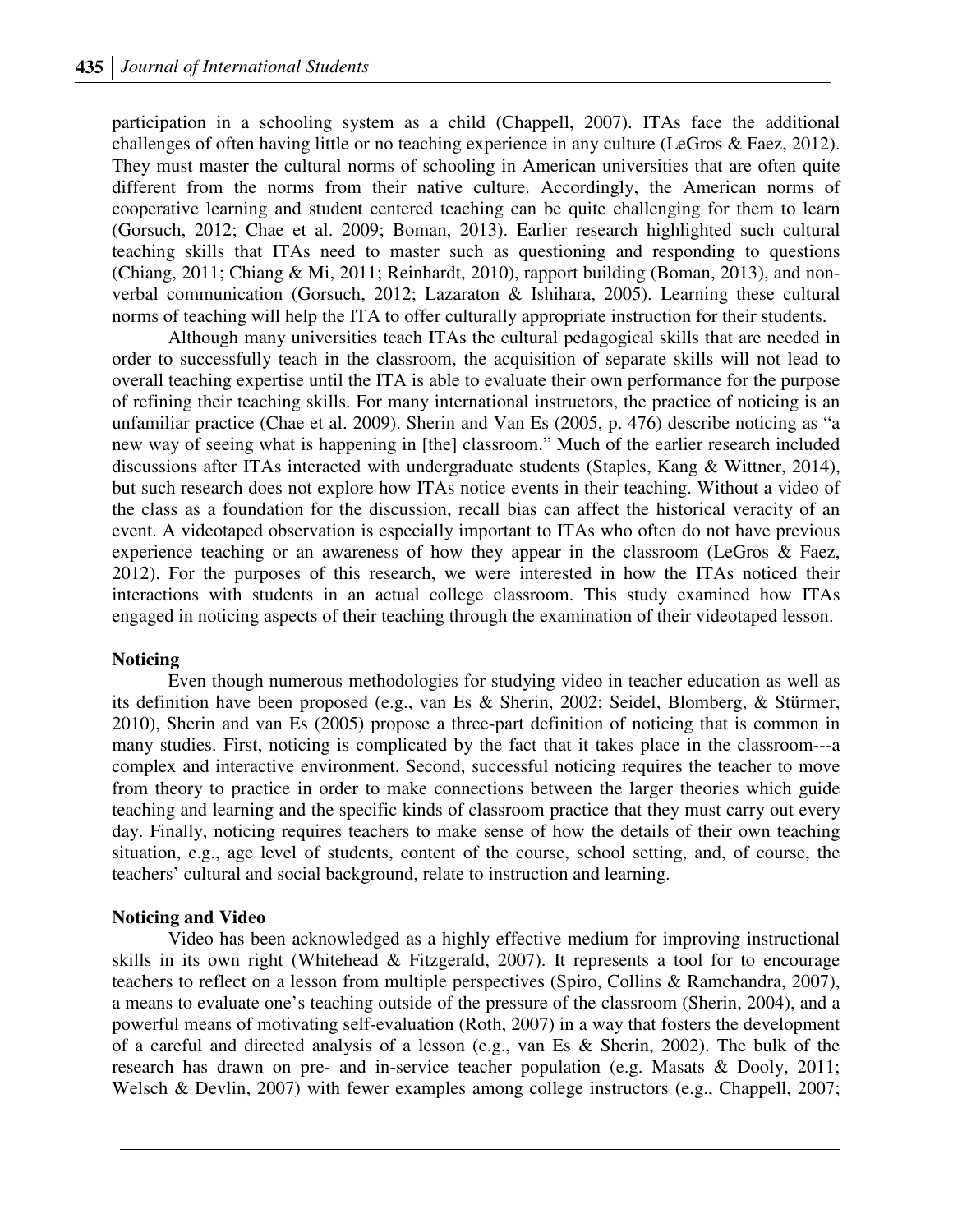participation in a schooling system as a child (Chappell, 2007). ITAs face the additional challenges of often having little or no teaching experience in any culture (LeGros & Faez, 2012). They must master the cultural norms of schooling in American universities that are often quite different from the norms from their native culture. Accordingly, the American norms of cooperative learning and student centered teaching can be quite challenging for them to learn (Gorsuch, 2012; Chae et al. 2009; Boman, 2013). Earlier research highlighted such cultural teaching skills that ITAs need to master such as questioning and responding to questions (Chiang, 2011; Chiang & Mi, 2011; Reinhardt, 2010), rapport building (Boman, 2013), and non-verbal communication (Gorsuch, 2012; Lazaraton & Ishihara, 2005). Learning these cultural norms of teaching will help the ITA to offer culturally appropriate instruction for their students.

Although many universities teach ITAs the cultural pedagogical skills that are needed in order to successfully teach in the classroom, the acquisition of separate skills will not lead to overall teaching expertise until the ITA is able to evaluate their own performance for the purpose of refining their teaching skills. For many international instructors, the practice of noticing is an unfamiliar practice (Chae et al. 2009). Sherin and Van Es (2005, p. 476) describe noticing as "a new way of seeing what is happening in [the] classroom." Much of the earlier research included discussions after ITAs interacted with undergraduate students (Staples, Kang & Wittner, 2014), but such research does not explore how ITAs notice events in their teaching. Without a video of the class as a foundation for the discussion, recall bias can affect the historical veracity of an event. A videotaped observation is especially important to ITAs who often do not have previous experience teaching or an awareness of how they appear in the classroom (LeGros & Faez, 2012). For the purposes of this research, we were interested in how the ITAs noticed their interactions with students in an actual college classroom. This study examined how ITAs engaged in noticing aspects of their teaching through the examination of their videotaped lesson.

**Noticing**

Even though numerous methodologies for studying video in teacher education as well as its definition have been proposed (e.g., van Es & Sherin, 2002; Seidel, Blomberg, & Stürmer, 2010), Sherin and van Es (2005) propose a three-part definition of noticing that is common in many studies. First, noticing is complicated by the fact that it takes place in the classroom---a complex and interactive environment. Second, successful noticing requires the teacher to move from theory to practice in order to make connections between the larger theories which guide teaching and learning and the specific kinds of classroom practice that they must carry out every day. Finally, noticing requires teachers to make sense of how the details of their own teaching situation, e.g., age level of students, content of the course, school setting, and, of course, the teachers' cultural and social background, relate to instruction and learning.

**Noticing and Video**

Video has been acknowledged as a highly effective medium for improving instructional skills in its own right (Whitehead & Fitzgerald, 2007). It represents a tool for to encourage teachers to reflect on a lesson from multiple perspectives (Spiro, Collins & Ramchandra, 2007), a means to evaluate one's teaching outside of the pressure of the classroom (Sherin, 2004), and a powerful means of motivating self-evaluation (Roth, 2007) in a way that fosters the development of a careful and directed analysis of a lesson (e.g., van Es & Sherin, 2002). The bulk of the research has drawn on pre- and in-service teacher population (e.g. Masats & Dooly, 2011; Welsch & Devlin, 2007) with fewer examples among college instructors (e.g., Chappell, 2007;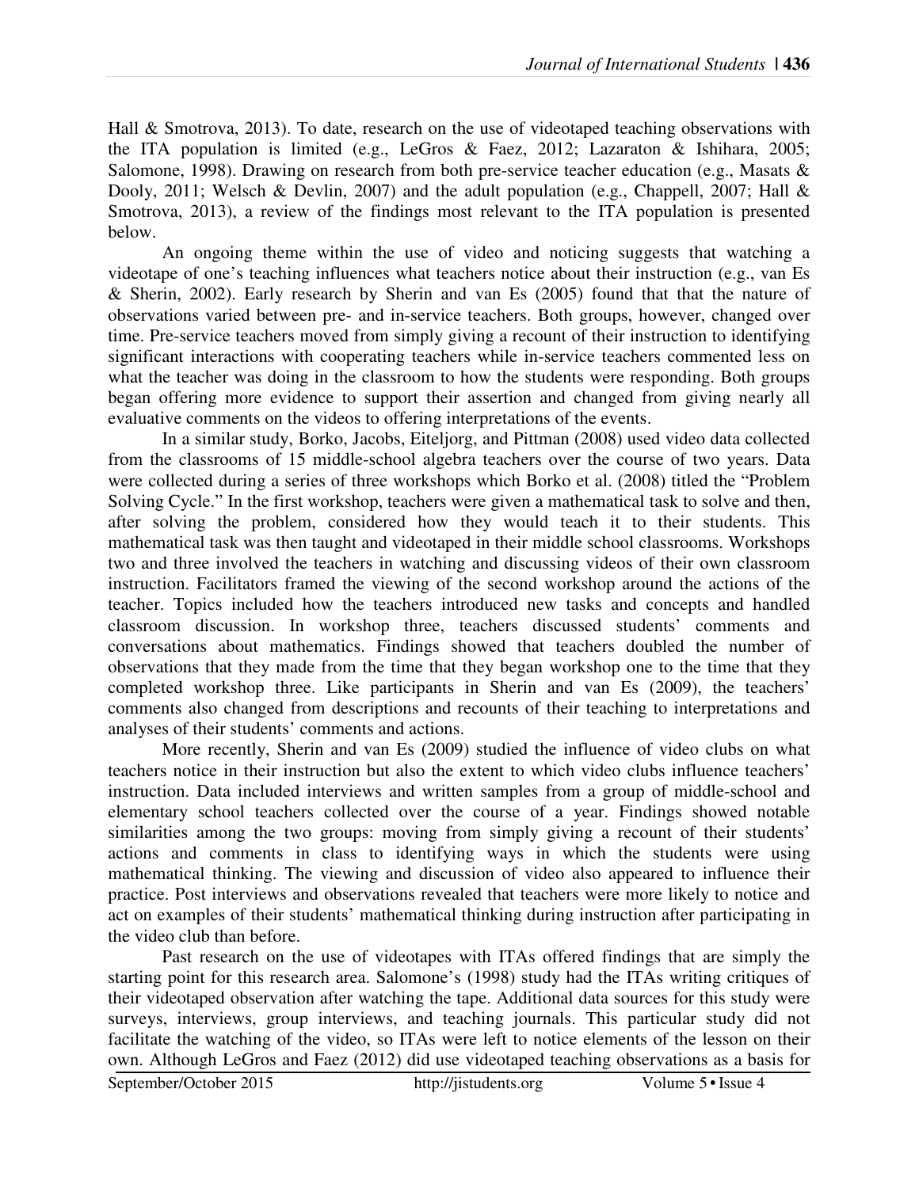Hall & Smotrova, 2013). To date, research on the use of videotaped teaching observations with the ITA population is limited (e.g., LeGros & Faez, 2012; Lazaraton & Ishihara, 2005; Salomone, 1998). Drawing on research from both pre-service teacher education (e.g., Masats & Dooly, 2011; Welsch & Devlin, 2007) and the adult population (e.g., Chappell, 2007; Hall & Smotrova, 2013), a review of the findings most relevant to the ITA population is presented below.

An ongoing theme within the use of video and noticing suggests that watching a videotape of one's teaching influences what teachers notice about their instruction (e.g., van Es & Sherin, 2002). Early research by Sherin and van Es (2005) found that that the nature of observations varied between pre- and in-service teachers. Both groups, however, changed over time. Pre-service teachers moved from simply giving a recount of their instruction to identifying significant interactions with cooperating teachers while in-service teachers commented less on what the teacher was doing in the classroom to how the students were responding. Both groups began offering more evidence to support their assertion and changed from giving nearly all evaluative comments on the videos to offering interpretations of the events.

In a similar study, Borko, Jacobs, Eiteljorg, and Pittman (2008) used video data collected from the classrooms of 15 middle-school algebra teachers over the course of two years. Data were collected during a series of three workshops which Borko et al. (2008) titled the "Problem Solving Cycle." In the first workshop, teachers were given a mathematical task to solve and then, after solving the problem, considered how they would teach it to their students. This mathematical task was then taught and videotaped in their middle school classrooms. Workshops two and three involved the teachers in watching and discussing videos of their own classroom instruction. Facilitators framed the viewing of the second workshop around the actions of the teacher. Topics included how the teachers introduced new tasks and concepts and handled classroom discussion. In workshop three, teachers discussed students' comments and conversations about mathematics. Findings showed that teachers doubled the number of observations that they made from the time that they began workshop one to the time that they completed workshop three. Like participants in Sherin and van Es (2009), the teachers' comments also changed from descriptions and recounts of their teaching to interpretations and analyses of their students' comments and actions.

More recently, Sherin and van Es (2009) studied the influence of video clubs on what teachers notice in their instruction but also the extent to which video clubs influence teachers' instruction. Data included interviews and written samples from a group of middle-school and elementary school teachers collected over the course of a year. Findings showed notable similarities among the two groups: moving from simply giving a recount of their students' actions and comments in class to identifying ways in which the students were using mathematical thinking. The viewing and discussion of video also appeared to influence their practice. Post interviews and observations revealed that teachers were more likely to notice and act on examples of their students' mathematical thinking during instruction after participating in the video club than before.

Past research on the use of videotapes with ITAs offered findings that are simply the starting point for this research area. Salomone's (1998) study had the ITAs writing critiques of their videotaped observation after watching the tape. Additional data sources for this study were surveys, interviews, group interviews, and teaching journals. This particular study did not facilitate the watching of the video, so ITAs were left to notice elements of the lesson on their own. Although LeGros and Faez (2012) did use videotaped teaching observations as a basis for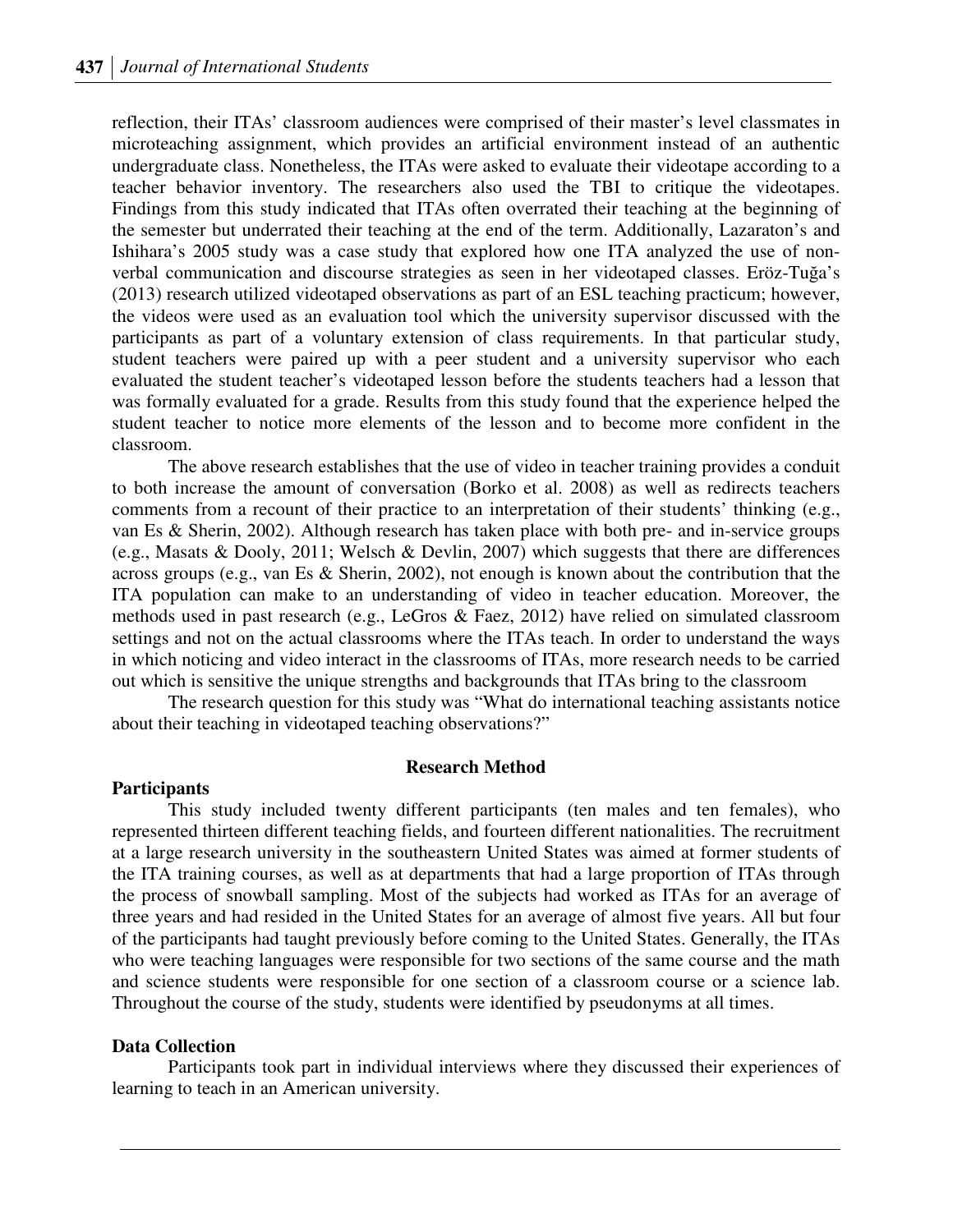reflection, their ITAs' classroom audiences were comprised of their master's level classmates in microteaching assignment, which provides an artificial environment instead of an authentic undergraduate class. Nonetheless, the ITAs were asked to evaluate their videotape according to a teacher behavior inventory. The researchers also used the TBI to critique the videotapes. Findings from this study indicated that ITAs often overrated their teaching at the beginning of the semester but underrated their teaching at the end of the term. Additionally, Lazaraton's and Ishihara's 2005 study was a case study that explored how one ITA analyzed the use of non-verbal communication and discourse strategies as seen in her videotaped classes. Eröz-Tuğa's (2013) research utilized videotaped observations as part of an ESL teaching practicum; however, the videos were used as an evaluation tool which the university supervisor discussed with the participants as part of a voluntary extension of class requirements. In that particular study, student teachers were paired up with a peer student and a university supervisor who each evaluated the student teacher's videotaped lesson before the students teachers had a lesson that was formally evaluated for a grade. Results from this study found that the experience helped the student teacher to notice more elements of the lesson and to become more confident in the classroom.

The above research establishes that the use of video in teacher training provides a conduit to both increase the amount of conversation (Borko et al. 2008) as well as redirects teachers comments from a recount of their practice to an interpretation of their students' thinking (e.g., van Es & Sherin, 2002). Although research has taken place with both pre- and in-service groups (e.g., Masats & Dooly, 2011; Welsch & Devlin, 2007) which suggests that there are differences across groups (e.g., van Es & Sherin, 2002), not enough is known about the contribution that the ITA population can make to an understanding of video in teacher education. Moreover, the methods used in past research (e.g., LeGros & Faez, 2012) have relied on simulated classroom settings and not on the actual classrooms where the ITAs teach. In order to understand the ways in which noticing and video interact in the classrooms of ITAs, more research needs to be carried out which is sensitive the unique strengths and backgrounds that ITAs bring to the classroom

The research question for this study was "What do international teaching assistants notice about their teaching in videotaped teaching observations?"

## Research Method

### Participants

This study included twenty different participants (ten males and ten females), who represented thirteen different teaching fields, and fourteen different nationalities. The recruitment at a large research university in the southeastern United States was aimed at former students of the ITA training courses, as well as at departments that had a large proportion of ITAs through the process of snowball sampling. Most of the subjects had worked as ITAs for an average of three years and had resided in the United States for an average of almost five years. All but four of the participants had taught previously before coming to the United States. Generally, the ITAs who were teaching languages were responsible for two sections of the same course and the math and science students were responsible for one section of a classroom course or a science lab. Throughout the course of the study, students were identified by pseudonyms at all times.

### Data Collection

Participants took part in individual interviews where they discussed their experiences of learning to teach in an American university.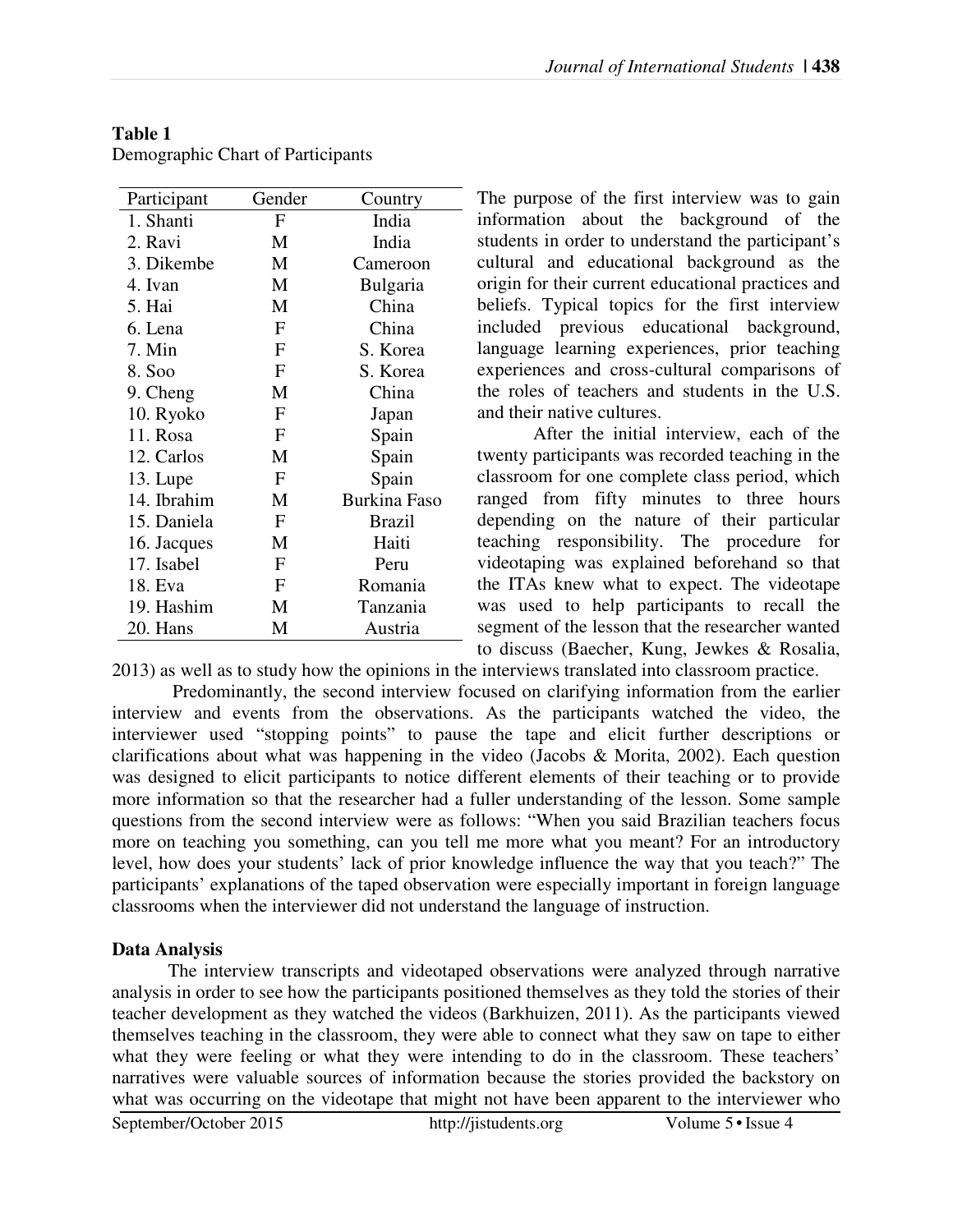**Table 1**
Demographic Chart of Participants

| Participant | Gender | Country |
| --- | --- | --- |
| 1. Shanti | F | India |
| 2. Ravi | M | India |
| 3. Dikembe | M | Cameroon |
| 4. Ivan | M | Bulgaria |
| 5. Hai | M | China |
| 6. Lena | F | China |
| 7. Min | F | S. Korea |
| 8. Soo | F | S. Korea |
| 9. Cheng | M | China |
| 10. Ryoko | F | Japan |
| 11. Rosa | F | Spain |
| 12. Carlos | M | Spain |
| 13. Lupe | F | Spain |
| 14. Ibrahim | M | Burkina Faso |
| 15. Daniela | F | Brazil |
| 16. Jacques | M | Haiti |
| 17. Isabel | F | Peru |
| 18. Eva | F | Romania |
| 19. Hashim | M | Tanzania |
| 20. Hans | M | Austria |

The purpose of the first interview was to gain information about the background of the students in order to understand the participant's cultural and educational background as the origin for their current educational practices and beliefs. Typical topics for the first interview included previous educational background, language learning experiences, prior teaching experiences and cross-cultural comparisons of the roles of teachers and students in the U.S. and their native cultures.

After the initial interview, each of the twenty participants was recorded teaching in the classroom for one complete class period, which ranged from fifty minutes to three hours depending on the nature of their particular teaching responsibility. The procedure for videotaping was explained beforehand so that the ITAs knew what to expect. The videotape was used to help participants to recall the segment of the lesson that the researcher wanted to discuss (Baecher, Kung, Jewkes & Rosalia, 2013) as well as to study how the opinions in the interviews translated into classroom practice.

Predominantly, the second interview focused on clarifying information from the earlier interview and events from the observations. As the participants watched the video, the interviewer used "stopping points" to pause the tape and elicit further descriptions or clarifications about what was happening in the video (Jacobs & Morita, 2002). Each question was designed to elicit participants to notice different elements of their teaching or to provide more information so that the researcher had a fuller understanding of the lesson. Some sample questions from the second interview were as follows: "When you said Brazilian teachers focus more on teaching you something, can you tell me more what you meant? For an introductory level, how does your students' lack of prior knowledge influence the way that you teach?" The participants' explanations of the taped observation were especially important in foreign language classrooms when the interviewer did not understand the language of instruction.

## Data Analysis

The interview transcripts and videotaped observations were analyzed through narrative analysis in order to see how the participants positioned themselves as they told the stories of their teacher development as they watched the videos (Barkhuizen, 2011). As the participants viewed themselves teaching in the classroom, they were able to connect what they saw on tape to either what they were feeling or what they were intending to do in the classroom. These teachers' narratives were valuable sources of information because the stories provided the backstory on what was occurring on the videotape that might not have been apparent to the interviewer who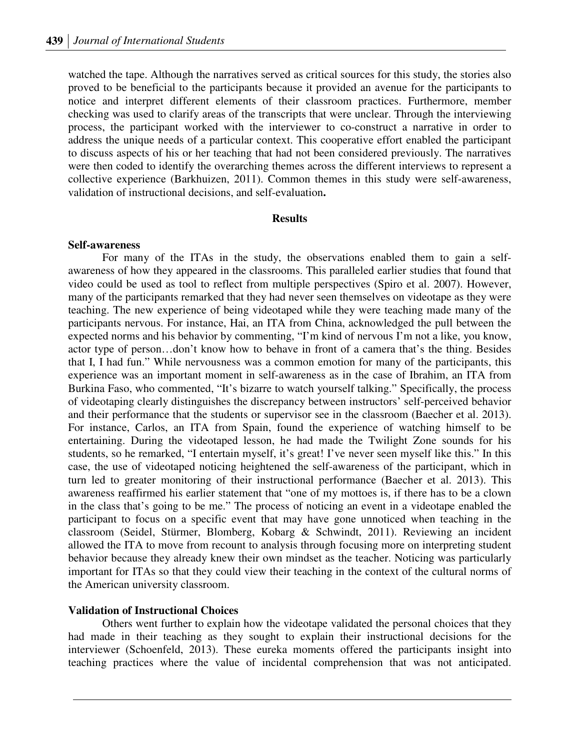watched the tape. Although the narratives served as critical sources for this study, the stories also proved to be beneficial to the participants because it provided an avenue for the participants to notice and interpret different elements of their classroom practices. Furthermore, member checking was used to clarify areas of the transcripts that were unclear. Through the interviewing process, the participant worked with the interviewer to co-construct a narrative in order to address the unique needs of a particular context. This cooperative effort enabled the participant to discuss aspects of his or her teaching that had not been considered previously. The narratives were then coded to identify the overarching themes across the different interviews to represent a collective experience (Barkhuizen, 2011). Common themes in this study were self-awareness, validation of instructional decisions, and self-evaluation**.**

## Results

### Self-awareness

For many of the ITAs in the study, the observations enabled them to gain a self-awareness of how they appeared in the classrooms. This paralleled earlier studies that found that video could be used as tool to reflect from multiple perspectives (Spiro et al. 2007). However, many of the participants remarked that they had never seen themselves on videotape as they were teaching. The new experience of being videotaped while they were teaching made many of the participants nervous. For instance, Hai, an ITA from China, acknowledged the pull between the expected norms and his behavior by commenting, "I'm kind of nervous I'm not a like, you know, actor type of person…don't know how to behave in front of a camera that's the thing. Besides that I, I had fun." While nervousness was a common emotion for many of the participants, this experience was an important moment in self-awareness as in the case of Ibrahim, an ITA from Burkina Faso, who commented, "It's bizarre to watch yourself talking." Specifically, the process of videotaping clearly distinguishes the discrepancy between instructors' self-perceived behavior and their performance that the students or supervisor see in the classroom (Baecher et al. 2013). For instance, Carlos, an ITA from Spain, found the experience of watching himself to be entertaining. During the videotaped lesson, he had made the Twilight Zone sounds for his students, so he remarked, "I entertain myself, it's great! I've never seen myself like this." In this case, the use of videotaped noticing heightened the self-awareness of the participant, which in turn led to greater monitoring of their instructional performance (Baecher et al. 2013). This awareness reaffirmed his earlier statement that "one of my mottoes is, if there has to be a clown in the class that's going to be me." The process of noticing an event in a videotape enabled the participant to focus on a specific event that may have gone unnoticed when teaching in the classroom (Seidel, Stürmer, Blomberg, Kobarg & Schwindt, 2011). Reviewing an incident allowed the ITA to move from recount to analysis through focusing more on interpreting student behavior because they already knew their own mindset as the teacher. Noticing was particularly important for ITAs so that they could view their teaching in the context of the cultural norms of the American university classroom.

### Validation of Instructional Choices

Others went further to explain how the videotape validated the personal choices that they had made in their teaching as they sought to explain their instructional decisions for the interviewer (Schoenfeld, 2013). These eureka moments offered the participants insight into teaching practices where the value of incidental comprehension that was not anticipated.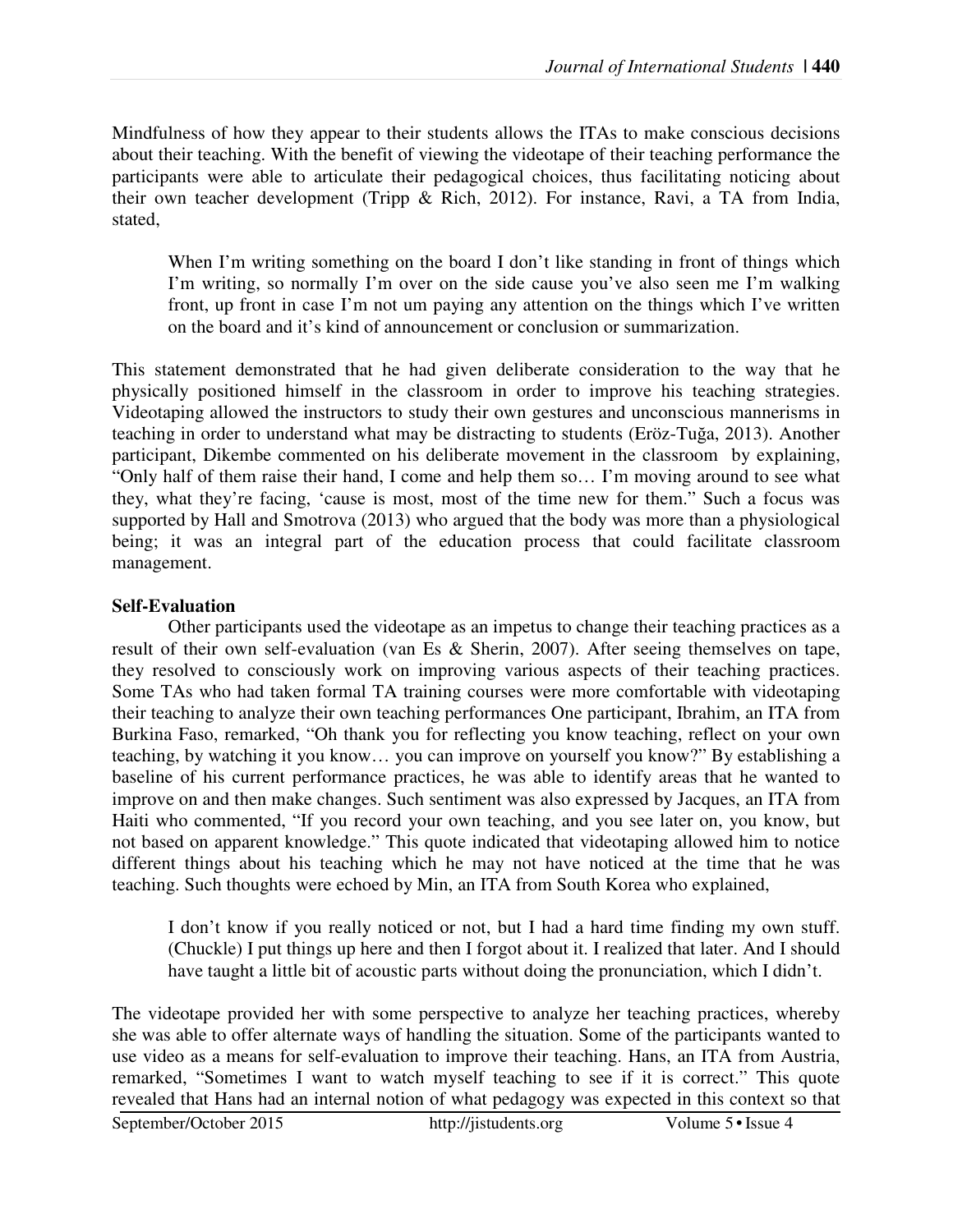Mindfulness of how they appear to their students allows the ITAs to make conscious decisions about their teaching. With the benefit of viewing the videotape of their teaching performance the participants were able to articulate their pedagogical choices, thus facilitating noticing about their own teacher development (Tripp & Rich, 2012). For instance, Ravi, a TA from India, stated,

> When I'm writing something on the board I don't like standing in front of things which I'm writing, so normally I'm over on the side cause you've also seen me I'm walking front, up front in case I'm not um paying any attention on the things which I've written on the board and it's kind of announcement or conclusion or summarization.

This statement demonstrated that he had given deliberate consideration to the way that he physically positioned himself in the classroom in order to improve his teaching strategies. Videotaping allowed the instructors to study their own gestures and unconscious mannerisms in teaching in order to understand what may be distracting to students (Eröz-Tuğa, 2013). Another participant, Dikembe commented on his deliberate movement in the classroom by explaining, "Only half of them raise their hand, I come and help them so… I'm moving around to see what they, what they're facing, 'cause is most, most of the time new for them." Such a focus was supported by Hall and Smotrova (2013) who argued that the body was more than a physiological being; it was an integral part of the education process that could facilitate classroom management.

**Self-Evaluation**

Other participants used the videotape as an impetus to change their teaching practices as a result of their own self-evaluation (van Es & Sherin, 2007). After seeing themselves on tape, they resolved to consciously work on improving various aspects of their teaching practices. Some TAs who had taken formal TA training courses were more comfortable with videotaping their teaching to analyze their own teaching performances One participant, Ibrahim, an ITA from Burkina Faso, remarked, "Oh thank you for reflecting you know teaching, reflect on your own teaching, by watching it you know… you can improve on yourself you know?" By establishing a baseline of his current performance practices, he was able to identify areas that he wanted to improve on and then make changes. Such sentiment was also expressed by Jacques, an ITA from Haiti who commented, "If you record your own teaching, and you see later on, you know, but not based on apparent knowledge." This quote indicated that videotaping allowed him to notice different things about his teaching which he may not have noticed at the time that he was teaching. Such thoughts were echoed by Min, an ITA from South Korea who explained,

> I don't know if you really noticed or not, but I had a hard time finding my own stuff. (Chuckle) I put things up here and then I forgot about it. I realized that later. And I should have taught a little bit of acoustic parts without doing the pronunciation, which I didn't.

The videotape provided her with some perspective to analyze her teaching practices, whereby she was able to offer alternate ways of handling the situation. Some of the participants wanted to use video as a means for self-evaluation to improve their teaching. Hans, an ITA from Austria, remarked, "Sometimes I want to watch myself teaching to see if it is correct." This quote revealed that Hans had an internal notion of what pedagogy was expected in this context so that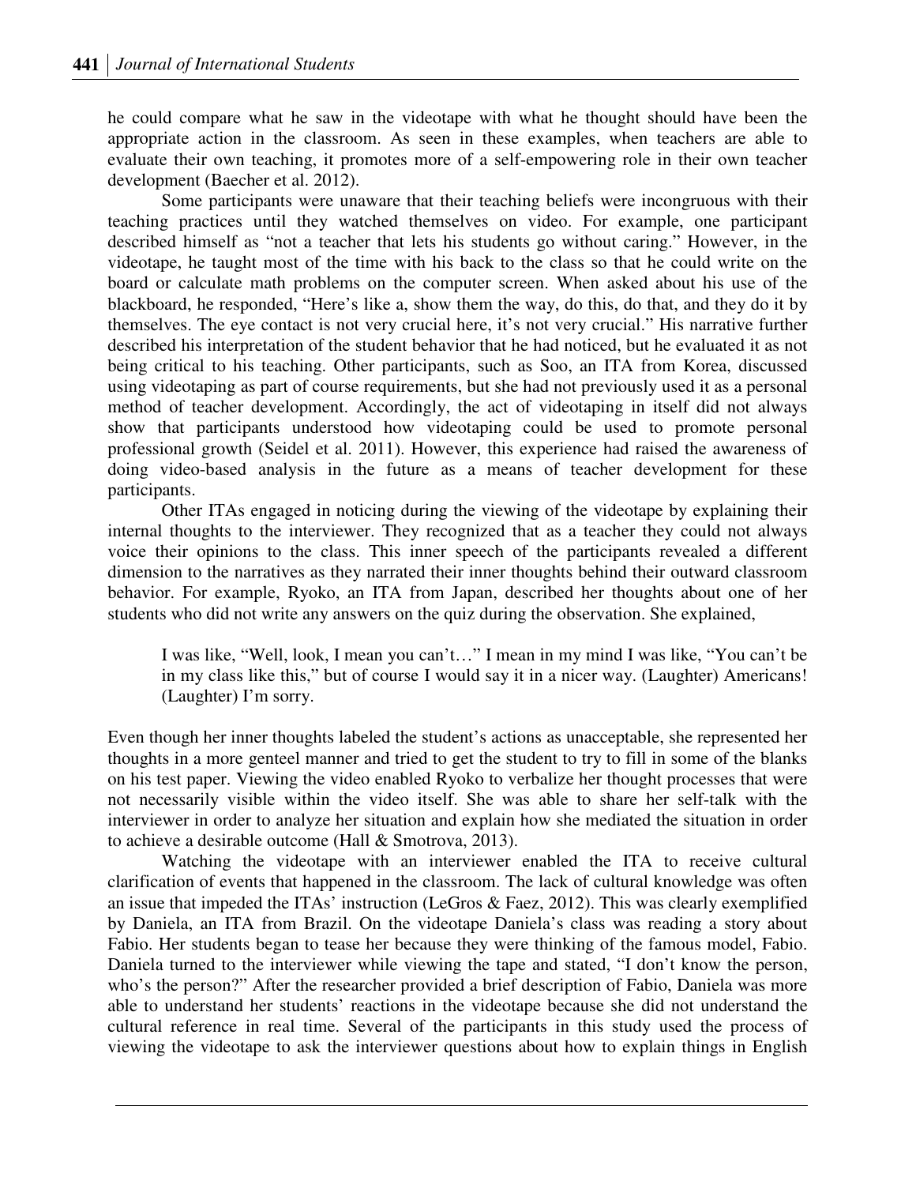he could compare what he saw in the videotape with what he thought should have been the appropriate action in the classroom. As seen in these examples, when teachers are able to evaluate their own teaching, it promotes more of a self-empowering role in their own teacher development (Baecher et al. 2012).

Some participants were unaware that their teaching beliefs were incongruous with their teaching practices until they watched themselves on video. For example, one participant described himself as "not a teacher that lets his students go without caring." However, in the videotape, he taught most of the time with his back to the class so that he could write on the board or calculate math problems on the computer screen. When asked about his use of the blackboard, he responded, "Here's like a, show them the way, do this, do that, and they do it by themselves. The eye contact is not very crucial here, it's not very crucial." His narrative further described his interpretation of the student behavior that he had noticed, but he evaluated it as not being critical to his teaching. Other participants, such as Soo, an ITA from Korea, discussed using videotaping as part of course requirements, but she had not previously used it as a personal method of teacher development. Accordingly, the act of videotaping in itself did not always show that participants understood how videotaping could be used to promote personal professional growth (Seidel et al. 2011). However, this experience had raised the awareness of doing video-based analysis in the future as a means of teacher development for these participants.

Other ITAs engaged in noticing during the viewing of the videotape by explaining their internal thoughts to the interviewer. They recognized that as a teacher they could not always voice their opinions to the class. This inner speech of the participants revealed a different dimension to the narratives as they narrated their inner thoughts behind their outward classroom behavior. For example, Ryoko, an ITA from Japan, described her thoughts about one of her students who did not write any answers on the quiz during the observation. She explained,

> I was like, "Well, look, I mean you can't…" I mean in my mind I was like, "You can't be in my class like this," but of course I would say it in a nicer way. (Laughter) Americans! (Laughter) I'm sorry.

Even though her inner thoughts labeled the student's actions as unacceptable, she represented her thoughts in a more genteel manner and tried to get the student to try to fill in some of the blanks on his test paper. Viewing the video enabled Ryoko to verbalize her thought processes that were not necessarily visible within the video itself. She was able to share her self-talk with the interviewer in order to analyze her situation and explain how she mediated the situation in order to achieve a desirable outcome (Hall & Smotrova, 2013).

Watching the videotape with an interviewer enabled the ITA to receive cultural clarification of events that happened in the classroom. The lack of cultural knowledge was often an issue that impeded the ITAs' instruction (LeGros & Faez, 2012). This was clearly exemplified by Daniela, an ITA from Brazil. On the videotape Daniela's class was reading a story about Fabio. Her students began to tease her because they were thinking of the famous model, Fabio. Daniela turned to the interviewer while viewing the tape and stated, "I don't know the person, who's the person?" After the researcher provided a brief description of Fabio, Daniela was more able to understand her students' reactions in the videotape because she did not understand the cultural reference in real time. Several of the participants in this study used the process of viewing the videotape to ask the interviewer questions about how to explain things in English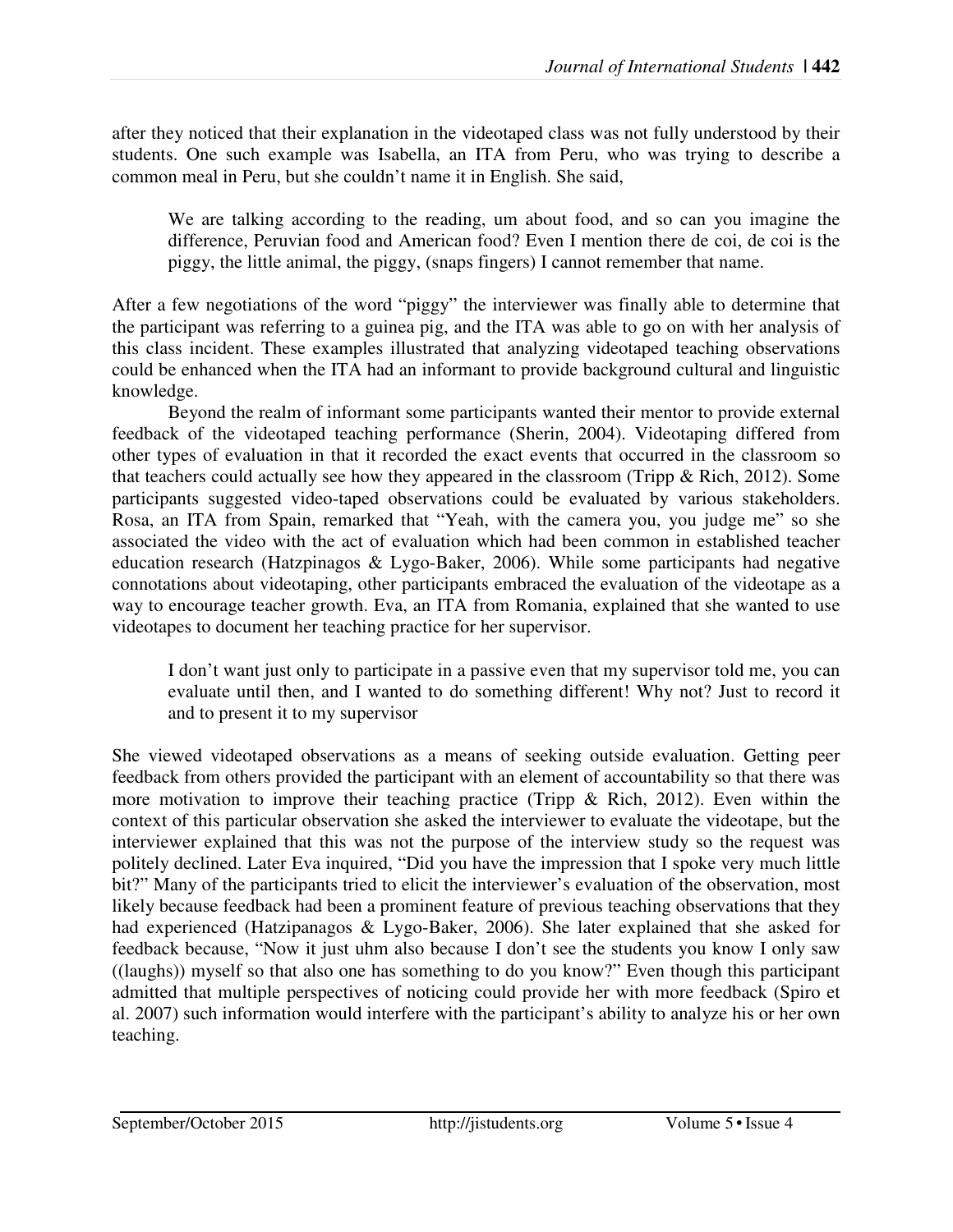after they noticed that their explanation in the videotaped class was not fully understood by their students. One such example was Isabella, an ITA from Peru, who was trying to describe a common meal in Peru, but she couldn't name it in English. She said,

> We are talking according to the reading, um about food, and so can you imagine the difference, Peruvian food and American food? Even I mention there de coi, de coi is the piggy, the little animal, the piggy, (snaps fingers) I cannot remember that name.

After a few negotiations of the word "piggy" the interviewer was finally able to determine that the participant was referring to a guinea pig, and the ITA was able to go on with her analysis of this class incident. These examples illustrated that analyzing videotaped teaching observations could be enhanced when the ITA had an informant to provide background cultural and linguistic knowledge.

Beyond the realm of informant some participants wanted their mentor to provide external feedback of the videotaped teaching performance (Sherin, 2004). Videotaping differed from other types of evaluation in that it recorded the exact events that occurred in the classroom so that teachers could actually see how they appeared in the classroom (Tripp & Rich, 2012). Some participants suggested video-taped observations could be evaluated by various stakeholders. Rosa, an ITA from Spain, remarked that "Yeah, with the camera you, you judge me" so she associated the video with the act of evaluation which had been common in established teacher education research (Hatzpinagos & Lygo-Baker, 2006). While some participants had negative connotations about videotaping, other participants embraced the evaluation of the videotape as a way to encourage teacher growth. Eva, an ITA from Romania, explained that she wanted to use videotapes to document her teaching practice for her supervisor.

> I don't want just only to participate in a passive even that my supervisor told me, you can evaluate until then, and I wanted to something different! Why not? Just to record it and to present it to my supervisor

She viewed videotaped observations as a means of seeking outside evaluation. Getting peer feedback from others provided the participant with an element of accountability so that there was more motivation to improve their teaching practice (Tripp & Rich, 2012). Even within the context of this particular observation she asked the interviewer to evaluate the videotape, but the interviewer explained that this was not the purpose of the interview study so the request was politely declined. Later Eva inquired, "Did you have the impression that I spoke very much little bit?" Many of the participants tried to elicit the interviewer's evaluation of the observation, most likely because feedback had been a prominent feature of previous teaching observations that they had experienced (Hatzipanagos & Lygo-Baker, 2006). She later explained that she asked for feedback because, "Now it just uhm also because I don't see the students you know I only saw ((laughs)) myself so that also one has something to do you know?" Even though this participant admitted that multiple perspectives of noticing could provide her with more feedback (Spiro et al. 2007) such information would interfere with the participant's ability to analyze his or her own teaching.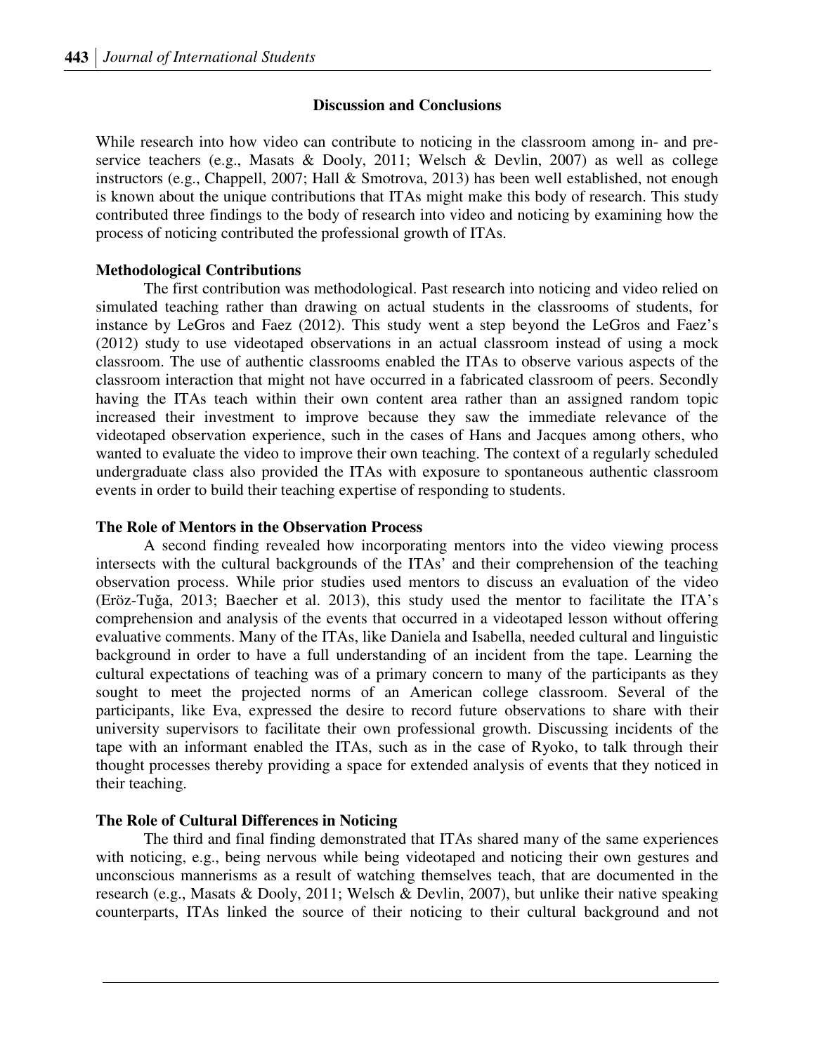## Discussion and Conclusions

While research into how video can contribute to noticing in the classroom among in- and pre-service teachers (e.g., Masats & Dooly, 2011; Welsch & Devlin, 2007) as well as college instructors (e.g., Chappell, 2007; Hall & Smotrova, 2013) has been well established, not enough is known about the unique contributions that ITAs might make this body of research. This study contributed three findings to the body of research into video and noticing by examining how the process of noticing contributed the professional growth of ITAs.

### Methodological Contributions

The first contribution was methodological. Past research into noticing and video relied on simulated teaching rather than drawing on actual students in the classrooms of students, for instance by LeGros and Faez (2012). This study went a step beyond the LeGros and Faez's (2012) study to use videotaped observations in an actual classroom instead of using a mock classroom. The use of authentic classrooms enabled the ITAs to observe various aspects of the classroom interaction that might not have occurred in a fabricated classroom of peers. Secondly having the ITAs teach within their own content area rather than an assigned random topic increased their investment to improve because they saw the immediate relevance of the videotaped observation experience, such in the cases of Hans and Jacques among others, who wanted to evaluate the video to improve their own teaching. The context of a regularly scheduled undergraduate class also provided the ITAs with exposure to spontaneous authentic classroom events in order to build their teaching expertise of responding to students.

### The Role of Mentors in the Observation Process

A second finding revealed how incorporating mentors into the video viewing process intersects with the cultural backgrounds of the ITAs' and their comprehension of the teaching observation process. While prior studies used mentors to discuss an evaluation of the video (Eröz-Tuğa, 2013; Baecher et al. 2013), this study used the mentor to facilitate the ITA's comprehension and analysis of the events that occurred in a videotaped lesson without offering evaluative comments. Many of the ITAs, like Daniela and Isabella, needed cultural and linguistic background in order to have a full understanding of an incident from the tape. Learning the cultural expectations of teaching was of a primary concern to many of the participants as they sought to meet the projected norms of an American college classroom. Several of the participants, like Eva, expressed the desire to record future observations to share with their university supervisors to facilitate their own professional growth. Discussing incidents of the tape with an informant enabled the ITAs, such as in the case of Ryoko, to talk through their thought processes thereby providing a space for extended analysis of events that they noticed in their teaching.

### The Role of Cultural Differences in Noticing

The third and final finding demonstrated that ITAs shared many of the same experiences with noticing, e.g., being nervous while being videotaped and noticing their own gestures and unconscious mannerisms as a result of watching themselves teach, that are documented in the research (e.g., Masats & Dooly, 2011; Welsch & Devlin, 2007), but unlike their native speaking counterparts, ITAs linked the source of their noticing to their cultural background and not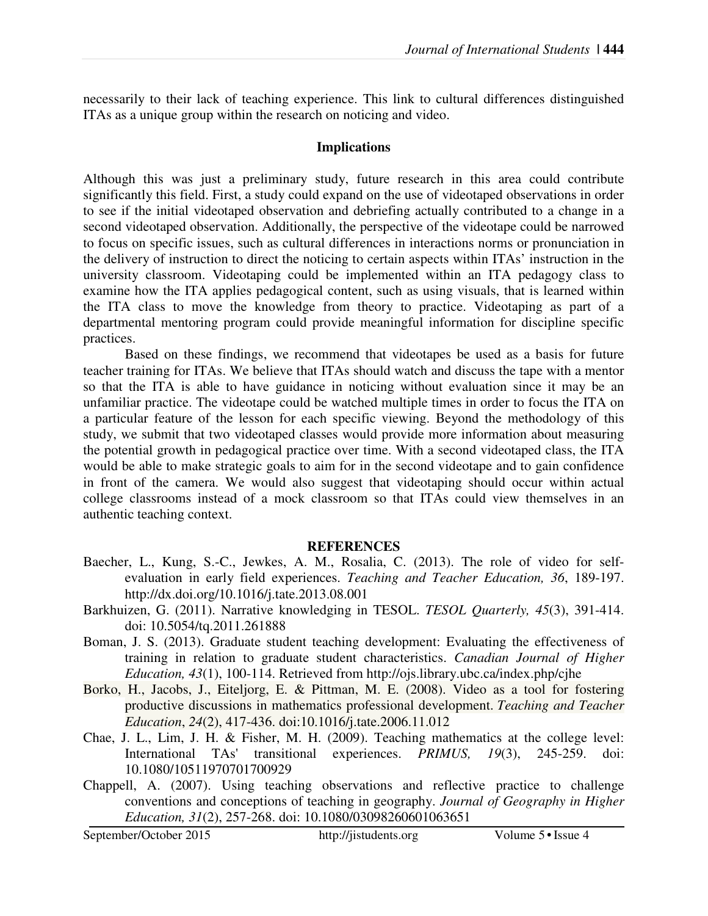necessarily to their lack of teaching experience. This link to cultural differences distinguished ITAs as a unique group within the research on noticing and video.

## Implications

Although this was just a preliminary study, future research in this area could contribute significantly this field. First, a study could expand on the use of videotaped observations in order to see if the initial videotaped observation and debriefing actually contributed to a change in a second videotaped observation. Additionally, the perspective of the videotape could be narrowed to focus on specific issues, such as cultural differences in interactions norms or pronunciation in the delivery of instruction to direct the noticing to certain aspects within ITAs' instruction in the university classroom. Videotaping could be implemented within an ITA pedagogy class to examine how the ITA applies pedagogical content, such as using visuals, that is learned within the ITA class to move the knowledge from theory to practice. Videotaping as part of a departmental mentoring program could provide meaningful information for discipline specific practices.

Based on these findings, we recommend that videotapes be used as a basis for future teacher training for ITAs. We believe that ITAs should watch and discuss the tape with a mentor so that the ITA is able to have guidance in noticing without evaluation since it may be an unfamiliar practice. The videotape could be watched multiple times in order to focus the ITA on a particular feature of the lesson for each specific viewing. Beyond the methodology of this study, we submit that two videotaped classes would provide more information about measuring the potential growth in pedagogical practice over time. With a second videotaped class, the ITA would be able to make strategic goals to aim for in the second videotape and to gain confidence in front of the camera. We would also suggest that videotaping should occur within actual college classrooms instead of a mock classroom so that ITAs could view themselves in an authentic teaching context.

## REFERENCES

Baecher, L., Kung, S.-C., Jewkes, A. M., Rosalia, C. (2013). The role of video for self-evaluation in early field experiences. *Teaching and Teacher Education, 36*, 189-197. http://dx.doi.org/10.1016/j.tate.2013.08.001

Barkhuizen, G. (2011). Narrative knowledging in TESOL. *TESOL Quarterly, 45*(3), 391-414. doi: 10.5054/tq.2011.261888

Boman, J. S. (2013). Graduate student teaching development: Evaluating the effectiveness of training in relation to graduate student characteristics. *Canadian Journal of Higher Education, 43*(1), 100-114. Retrieved from http://ojs.library.ubc.ca/index.php/cjhe

Borko, H., Jacobs, J., Eiteljorg, E. & Pittman, M. E. (2008). Video as a tool for fostering productive discussions in mathematics professional development. *Teaching and Teacher Education*, *24*(2), 417-436. doi:10.1016/j.tate.2006.11.012

Chae, J. L., Lim, J. H. & Fisher, M. H. (2009). Teaching mathematics at the college level: International TAs' transitional experiences. *PRIMUS, 19*(3), 245-259. doi: 10.1080/10511970701700929

Chappell, A. (2007). Using teaching observations and reflective practice to challenge conventions and conceptions of teaching in geography. *Journal of Geography in Higher Education, 31*(2), 257-268. doi: 10.1080/03098260601063651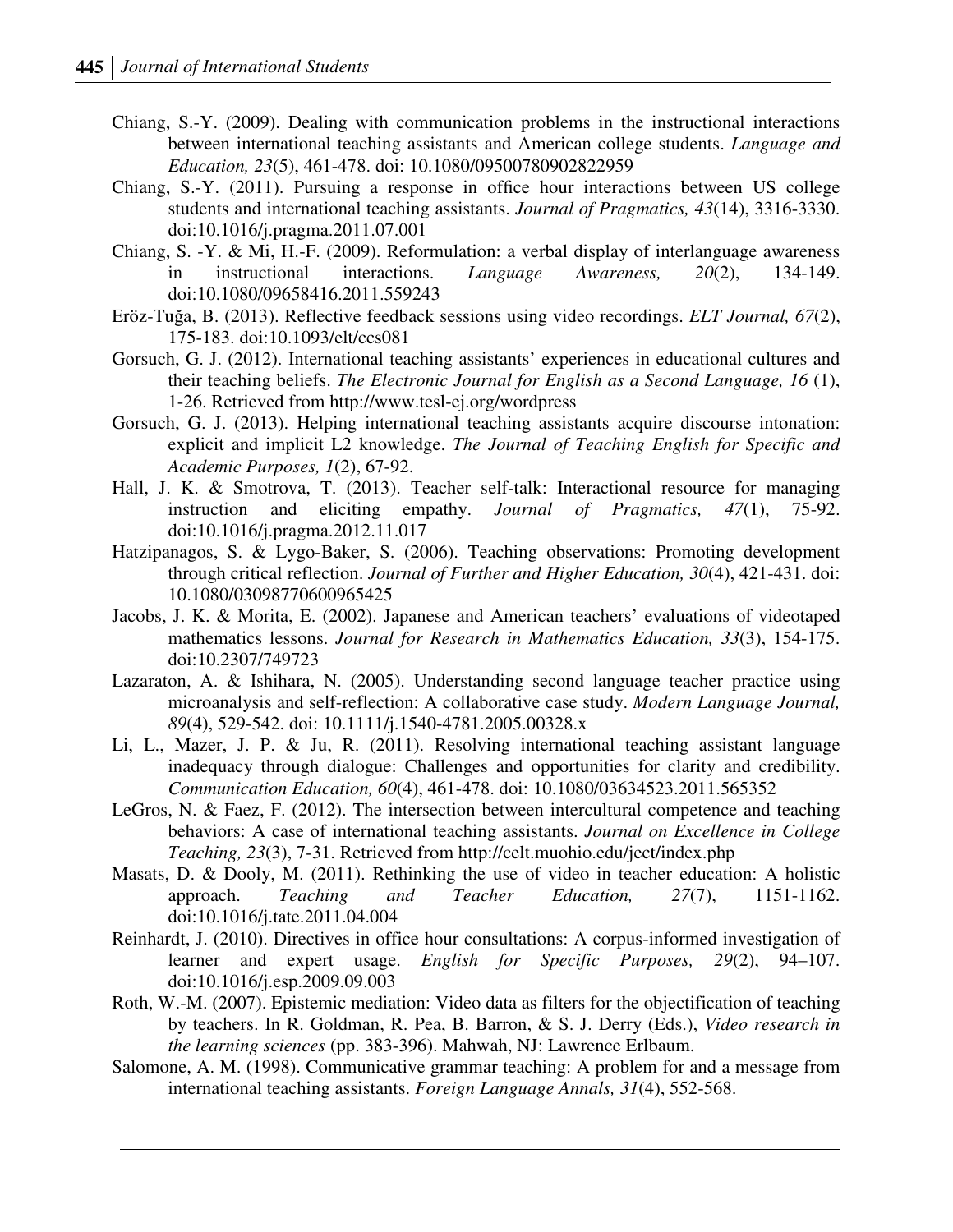Chiang, S.-Y. (2009). Dealing with communication problems in the instructional interactions between international teaching assistants and American college students. *Language and Education, 23*(5), 461-478. doi: 10.1080/09500780902822959

Chiang, S.-Y. (2011). Pursuing a response in office hour interactions between US college students and international teaching assistants. *Journal of Pragmatics, 43*(14), 3316-3330. doi:10.1016/j.pragma.2011.07.001

Chiang, S. -Y. & Mi, H.-F. (2009). Reformulation: a verbal display of interlanguage awareness in instructional interactions. *Language Awareness, 20*(2), 134-149. doi:10.1080/09658416.2011.559243

Eröz-Tuğa, B. (2013). Reflective feedback sessions using video recordings. *ELT Journal, 67*(2), 175-183. doi:10.1093/elt/ccs081

Gorsuch, G. J. (2012). International teaching assistants' experiences in educational cultures and their teaching beliefs. *The Electronic Journal for English as a Second Language, 16* (1), 1-26. Retrieved from http://www.tesl-ej.org/wordpress

Gorsuch, G. J. (2013). Helping international teaching assistants acquire discourse intonation: explicit and implicit L2 knowledge. *The Journal of Teaching English for Specific and Academic Purposes, 1*(2), 67-92.

Hall, J. K. & Smotrova, T. (2013). Teacher self-talk: Interactional resource for managing instruction and eliciting empathy. *Journal of Pragmatics, 47*(1), 75-92. doi:10.1016/j.pragma.2012.11.017

Hatzipanagos, S. & Lygo-Baker, S. (2006). Teaching observations: Promoting development through critical reflection. *Journal of Further and Higher Education, 30*(4), 421-431. doi: 10.1080/03098770600965425

Jacobs, J. K. & Morita, E. (2002). Japanese and American teachers' evaluations of videotaped mathematics lessons. *Journal for Research in Mathematics Education, 33*(3), 154-175. doi:10.2307/749723

Lazaraton, A. & Ishihara, N. (2005). Understanding second language teacher practice using microanalysis and self-reflection: A collaborative case study. *Modern Language Journal, 89*(4), 529-542. doi: 10.1111/j.1540-4781.2005.00328.x

Li, L., Mazer, J. P. & Ju, R. (2011). Resolving international teaching assistant language inadequacy through dialogue: Challenges and opportunities for clarity and credibility. *Communication Education, 60*(4), 461-478. doi: 10.1080/03634523.2011.565352

LeGros, N. & Faez, F. (2012). The intersection between intercultural competence and teaching behaviors: A case of international teaching assistants. *Journal on Excellence in College Teaching, 23*(3), 7-31. Retrieved from http://celt.muohio.edu/ject/index.php

Masats, D. & Dooly, M. (2011). Rethinking the use of video in teacher education: A holistic approach. *Teaching and Teacher Education, 27*(7), 1151-1162. doi:10.1016/j.tate.2011.04.004

Reinhardt, J. (2010). Directives in office hour consultations: A corpus-informed investigation of learner and expert usage. *English for Specific Purposes, 29*(2), 94–107. doi:10.1016/j.esp.2009.09.003

Roth, W.-M. (2007). Epistemic mediation: Video data as filters for the objectification of teaching by teachers. In R. Goldman, R. Pea, B. Barron, & S. J. Derry (Eds.), *Video research in the learning sciences* (pp. 383-396). Mahwah, NJ: Lawrence Erlbaum.

Salomone, A. M. (1998). Communicative grammar teaching: A problem for and a message from international teaching assistants. *Foreign Language Annals, 31*(4), 552-568.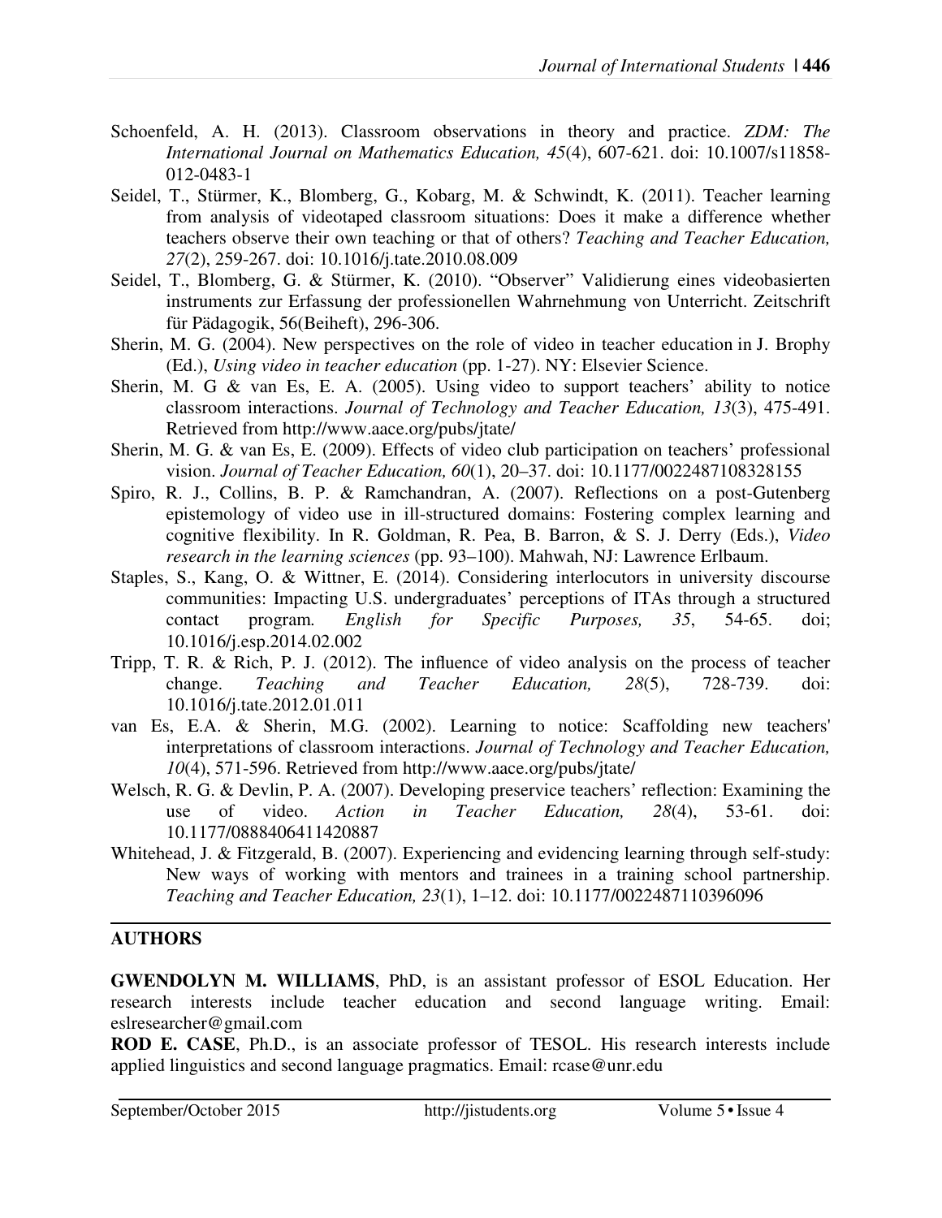Schoenfeld, A. H. (2013). Classroom observations in theory and practice. *ZDM: The International Journal on Mathematics Education, 45*(4), 607-621. doi: 10.1007/s11858-012-0483-1

Seidel, T., Stürmer, K., Blomberg, G., Kobarg, M. & Schwindt, K. (2011). Teacher learning from analysis of videotaped classroom situations: Does it make a difference whether teachers observe their own teaching or that of others? *Teaching and Teacher Education, 27*(2), 259-267. doi: 10.1016/j.tate.2010.08.009

Seidel, T., Blomberg, G. & Stürmer, K. (2010). "Observer" Validierung eines videobasierten instruments zur Erfassung der professionellen Wahrnehmung von Unterricht. Zeitschrift für Pädagogik, 56(Beiheft), 296-306.

Sherin, M. G. (2004). New perspectives on the role of video in teacher education in J. Brophy (Ed.), *Using video in teacher education* (pp. 1-27). NY: Elsevier Science.

Sherin, M. G & van Es, E. A. (2005). Using video to support teachers' ability to notice classroom interactions. *Journal of Technology and Teacher Education, 13*(3), 475-491. Retrieved from http://www.aace.org/pubs/jtate/

Sherin, M. G. & van Es, E. (2009). Effects of video club participation on teachers' professional vision. *Journal of Teacher Education, 60*(1), 20–37. doi: 10.1177/0022487108328155

Spiro, R. J., Collins, B. P. & Ramchandran, A. (2007). Reflections on a post-Gutenberg epistemology of video use in ill-structured domains: Fostering complex learning and cognitive flexibility. In R. Goldman, R. Pea, B. Barron, & S. J. Derry (Eds.), *Video research in the learning sciences* (pp. 93–100). Mahwah, NJ: Lawrence Erlbaum.

Staples, S., Kang, O. & Wittner, E. (2014). Considering interlocutors in university discourse communities: Impacting U.S. undergraduates' perceptions of ITAs through a structured contact program*. English for Specific Purposes, 35*, 54-65. doi; 10.1016/j.esp.2014.02.002

Tripp, T. R. & Rich, P. J. (2012). The influence of video analysis on the process of teacher change. *Teaching and Teacher Education, 28*(5), 728-739. doi: 10.1016/j.tate.2012.01.011

van Es, E.A. & Sherin, M.G. (2002). Learning to notice: Scaffolding new teachers' interpretations of classroom interactions. *Journal of Technology and Teacher Education, 10*(4), 571-596. Retrieved from http://www.aace.org/pubs/jtate/

Welsch, R. G. & Devlin, P. A. (2007). Developing preservice teachers' reflection: Examining the use of video. *Action in Teacher Education, 28*(4), 53-61. doi: 10.1177/0888406411420887

Whitehead, J. & Fitzgerald, B. (2007). Experiencing and evidencing learning through self-study: New ways of working with mentors and trainees in a training school partnership. *Teaching and Teacher Education, 23*(1), 1–12. doi: 10.1177/0022487110396096

## AUTHORS

**GWENDOLYN M. WILLIAMS**, PhD, is an assistant professor of ESOL Education. Her research interests include teacher education and second language writing. Email: eslresearcher@gmail.com

**ROD E. CASE**, Ph.D., is an associate professor of TESOL. His research interests include applied linguistics and second language pragmatics. Email: rcase@unr.edu